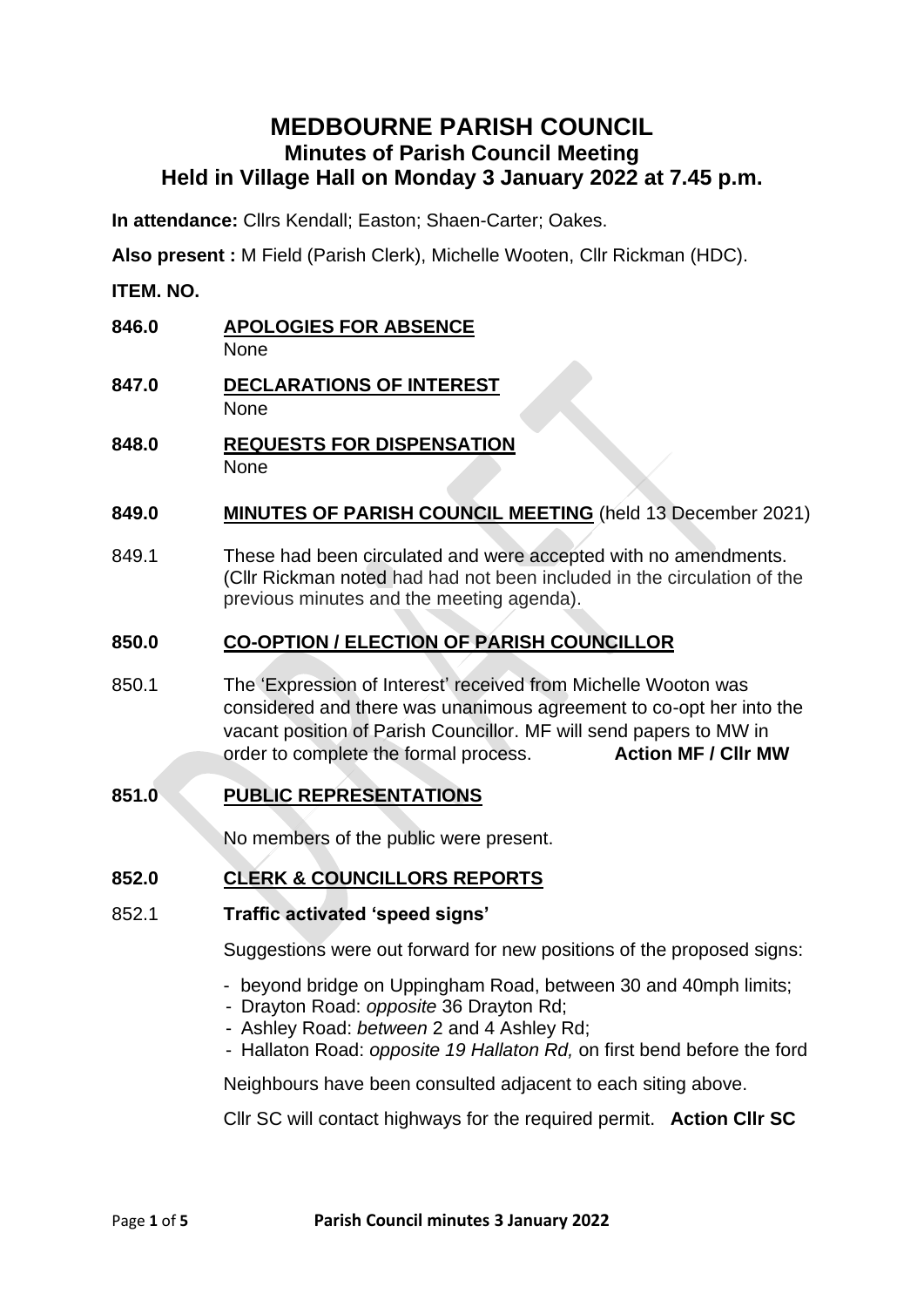# MEDBOURNE PARISH COUNCIL
## Minutes of Parish Council Meeting
## Held in Village Hall on Monday 3 January 2022 at 7.45 p.m.

**In attendance:** Cllrs Kendall; Easton; Shaen-Carter; Oakes.

**Also present :** M Field (Parish Clerk), Michelle Wooten, Cllr Rickman (HDC).

**ITEM. NO.**

**846.0 APOLOGIES FOR ABSENCE**

None

**847.0 DECLARATIONS OF INTEREST**

None

**848.0 REQUESTS FOR DISPENSATION**

None

**849.0 MINUTES OF PARISH COUNCIL MEETING** (held 13 December 2021)

849.1 These had been circulated and were accepted with no amendments. (Cllr Rickman noted had had not been included in the circulation of the previous minutes and the meeting agenda).

**850.0 CO-OPTION / ELECTION OF PARISH COUNCILLOR**

850.1 The 'Expression of Interest' received from Michelle Wooton was considered and there was unanimous agreement to co-opt her into the vacant position of Parish Councillor. MF will send papers to MW in order to complete the formal process. **Action MF / Cllr MW**

**851.0 PUBLIC REPRESENTATIONS**

No members of the public were present.

**852.0 CLERK & COUNCILLORS REPORTS**

852.1 **Traffic activated 'speed signs'**

Suggestions were out forward for new positions of the proposed signs:

- beyond bridge on Uppingham Road, between 30 and 40mph limits;
- Drayton Road: *opposite* 36 Drayton Rd;
- Ashley Road: *between* 2 and 4 Ashley Rd;
- Hallaton Road: *opposite 19 Hallaton Rd,* on first bend before the ford

Neighbours have been consulted adjacent to each siting above.

Cllr SC will contact highways for the required permit. **Action Cllr SC**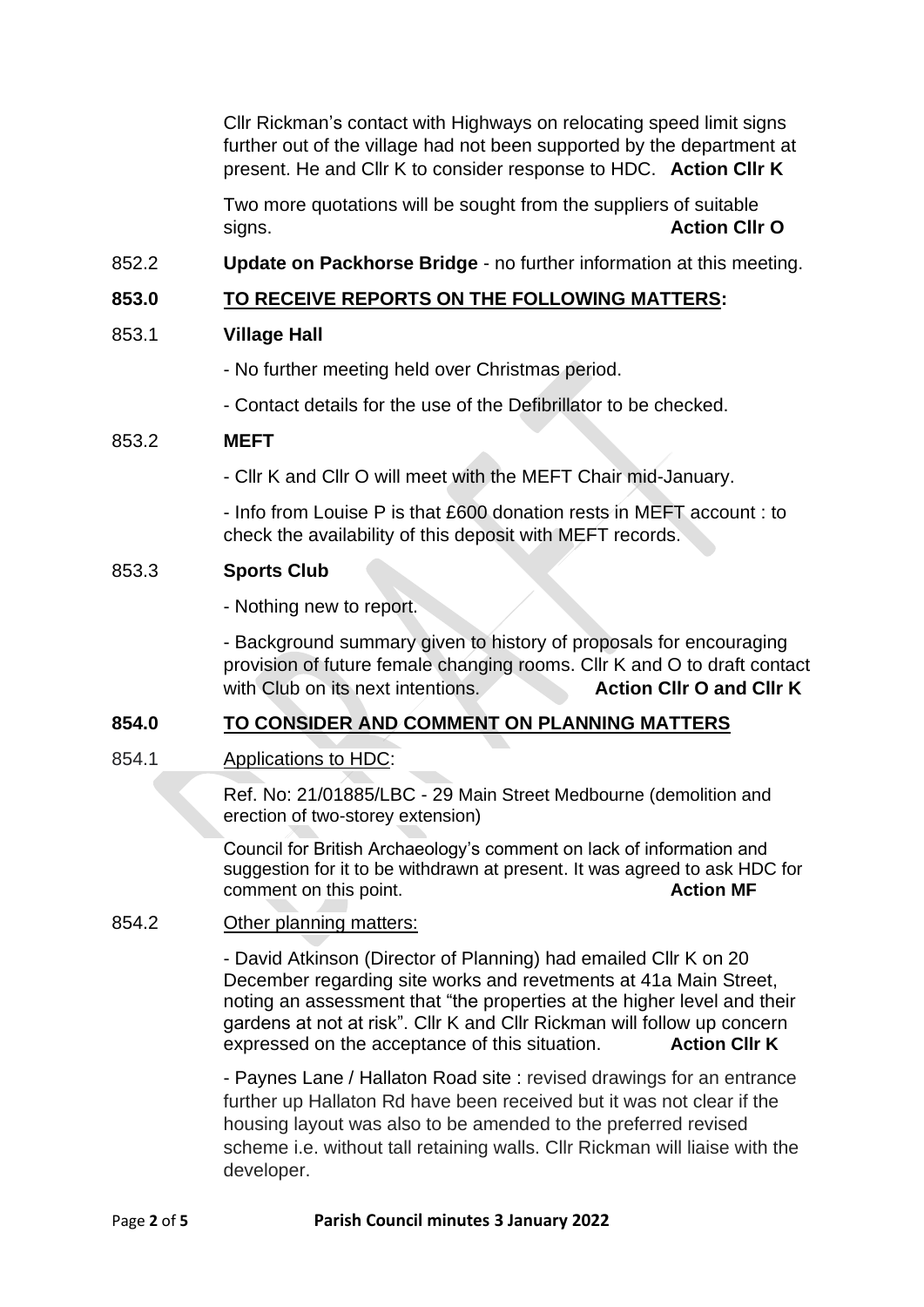Cllr Rickman's contact with Highways on relocating speed limit signs further out of the village had not been supported by the department at present. He and Cllr K to consider response to HDC. **Action Cllr K**

Two more quotations will be sought from the suppliers of suitable signs. **Action Cllr O**

852.2 **Update on Packhorse Bridge** - no further information at this meeting.

## 853.0 TO RECEIVE REPORTS ON THE FOLLOWING MATTERS:

853.1 **Village Hall**

- No further meeting held over Christmas period.
- Contact details for the use of the Defibrillator to be checked.

853.2 **MEFT**

- Cllr K and Cllr O will meet with the MEFT Chair mid-January.
- Info from Louise P is that £600 donation rests in MEFT account : to check the availability of this deposit with MEFT records.

853.3 **Sports Club**

- Nothing new to report.
- Background summary given to history of proposals for encouraging provision of future female changing rooms. Cllr K and O to draft contact with Club on its next intentions. **Action Cllr O and Cllr K**

## 854.0 TO CONSIDER AND COMMENT ON PLANNING MATTERS

854.1 Applications to HDC:

Ref. No: 21/01885/LBC - 29 Main Street Medbourne (demolition and erection of two-storey extension)

Council for British Archaeology's comment on lack of information and suggestion for it to be withdrawn at present. It was agreed to ask HDC for comment on this point. **Action MF**

854.2 Other planning matters:

- David Atkinson (Director of Planning) had emailed Cllr K on 20 December regarding site works and revetments at 41a Main Street, noting an assessment that "the properties at the higher level and their gardens at not at risk". Cllr K and Cllr Rickman will follow up concern expressed on the acceptance of this situation. **Action Cllr K**
- Paynes Lane / Hallaton Road site : revised drawings for an entrance further up Hallaton Rd have been received but it was not clear if the housing layout was also to be amended to the preferred revised scheme i.e. without tall retaining walls. Cllr Rickman will liaise with the developer.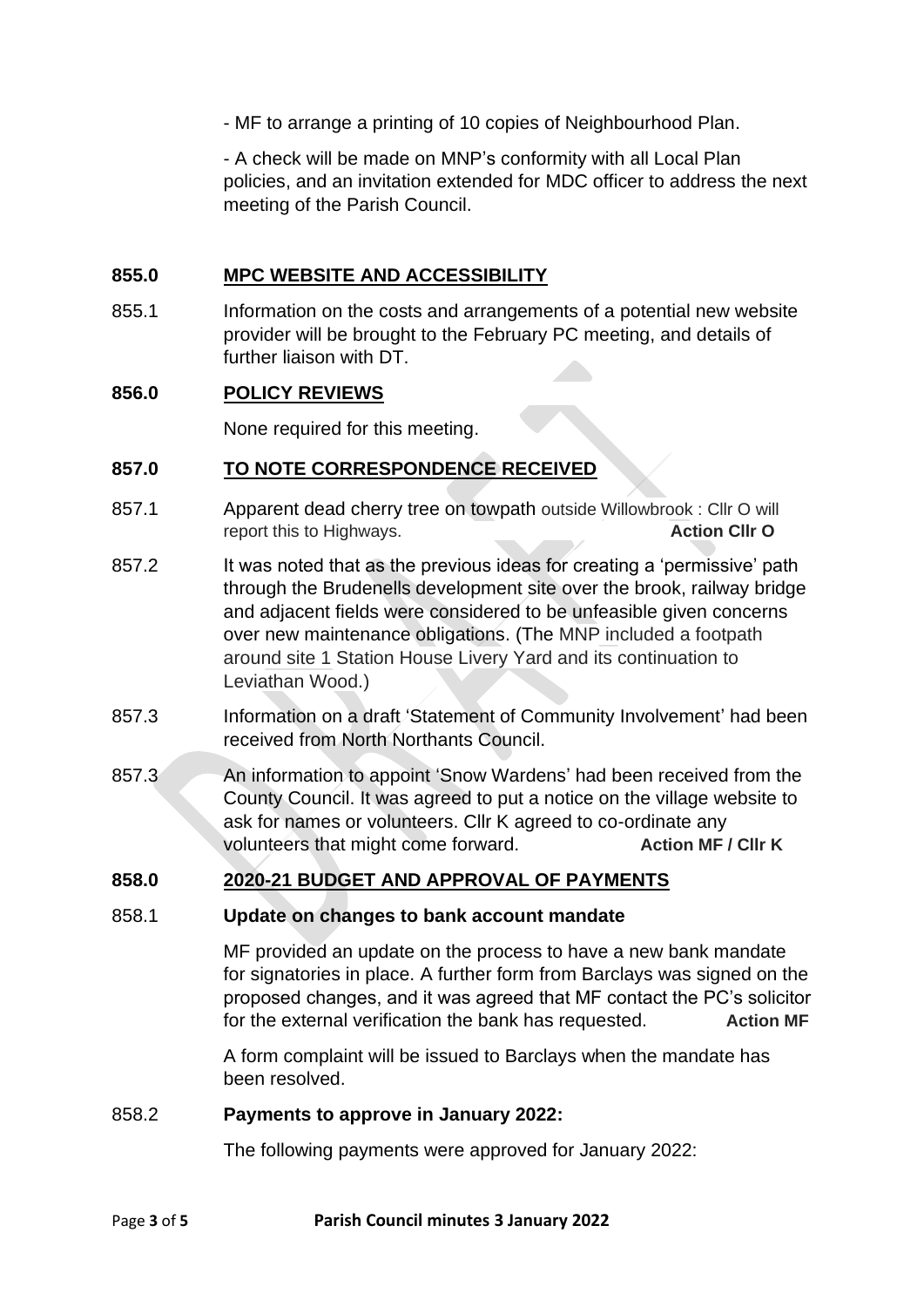- MF to arrange a printing of 10 copies of Neighbourhood Plan.

- A check will be made on MNP's conformity with all Local Plan policies, and an invitation extended for MDC officer to address the next meeting of the Parish Council.

## 855.0 MPC WEBSITE AND ACCESSIBILITY

855.1 Information on the costs and arrangements of a potential new website provider will be brought to the February PC meeting, and details of further liaison with DT.

## 856.0 POLICY REVIEWS

None required for this meeting.

## 857.0 TO NOTE CORRESPONDENCE RECEIVED

857.1 Apparent dead cherry tree on towpath outside Willowbrook : Cllr O will report this to Highways. **Action Cllr O**

857.2 It was noted that as the previous ideas for creating a 'permissive' path through the Brudenells development site over the brook, railway bridge and adjacent fields were considered to be unfeasible given concerns over new maintenance obligations. (The MNP included a footpath around site 1 Station House Livery Yard and its continuation to Leviathan Wood.)

857.3 Information on a draft 'Statement of Community Involvement' had been received from North Northants Council.

857.3 An information to appoint 'Snow Wardens' had been received from the County Council. It was agreed to put a notice on the village website to ask for names or volunteers. Cllr K agreed to co-ordinate any volunteers that might come forward. **Action MF / Cllr K**

## 858.0 2020-21 BUDGET AND APPROVAL OF PAYMENTS

### 858.1 Update on changes to bank account mandate

MF provided an update on the process to have a new bank mandate for signatories in place. A further form from Barclays was signed on the proposed changes, and it was agreed that MF contact the PC's solicitor for the external verification the bank has requested. **Action MF**

A form complaint will be issued to Barclays when the mandate has been resolved.

### 858.2 Payments to approve in January 2022:

The following payments were approved for January 2022: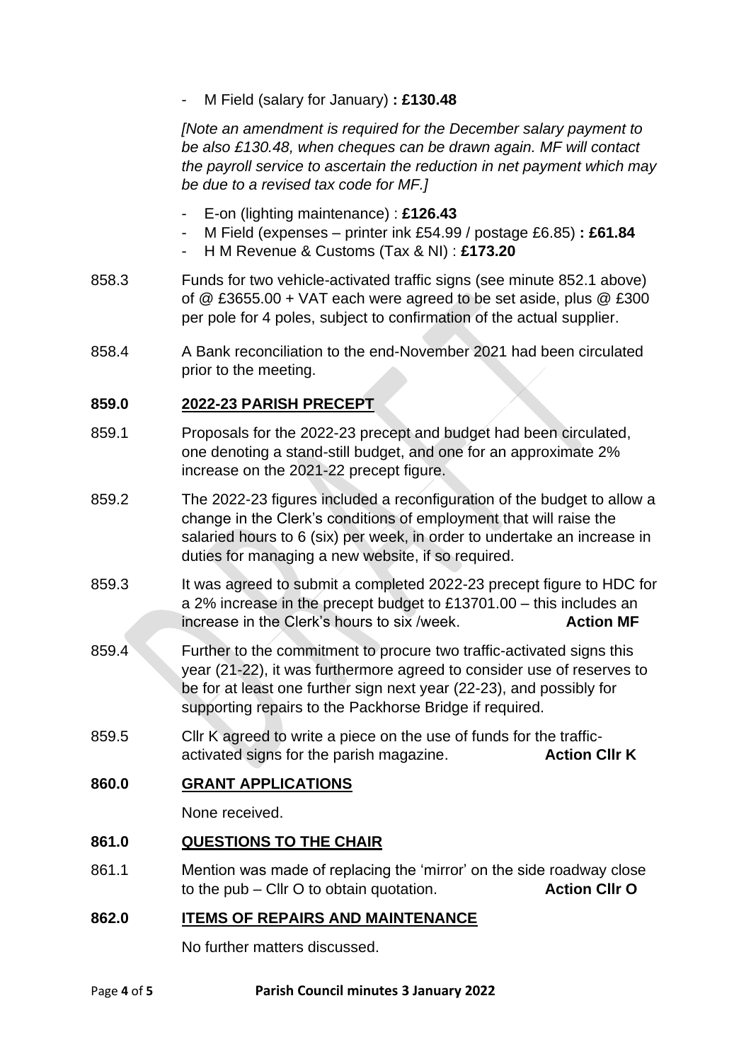- M Field (salary for January) **: £130.48**

*[Note an amendment is required for the December salary payment to be also £130.48, when cheques can be drawn again. MF will contact the payroll service to ascertain the reduction in net payment which may be due to a revised tax code for MF.]*

- E-on (lighting maintenance) : **£126.43**
- M Field (expenses – printer ink £54.99 / postage £6.85) **: £61.84**
- H M Revenue & Customs (Tax & NI) : **£173.20**

858.3 Funds for two vehicle-activated traffic signs (see minute 852.1 above) of @ £3655.00 + VAT each were agreed to be set aside, plus @ £300 per pole for 4 poles, subject to confirmation of the actual supplier.

858.4 A Bank reconciliation to the end-November 2021 had been circulated prior to the meeting.

**859.0 2022-23 PARISH PRECEPT**

859.1 Proposals for the 2022-23 precept and budget had been circulated, one denoting a stand-still budget, and one for an approximate 2% increase on the 2021-22 precept figure.

859.2 The 2022-23 figures included a reconfiguration of the budget to allow a change in the Clerk's conditions of employment that will raise the salaried hours to 6 (six) per week, in order to undertake an increase in duties for managing a new website, if so required.

859.3 It was agreed to submit a completed 2022-23 precept figure to HDC for a 2% increase in the precept budget to £13701.00 – this includes an increase in the Clerk's hours to six /week. **Action MF**

859.4 Further to the commitment to procure two traffic-activated signs this year (21-22), it was furthermore agreed to consider use of reserves to be for at least one further sign next year (22-23), and possibly for supporting repairs to the Packhorse Bridge if required.

859.5 Cllr K agreed to write a piece on the use of funds for the traffic-activated signs for the parish magazine. **Action Cllr K**

**860.0 GRANT APPLICATIONS**

None received.

**861.0 QUESTIONS TO THE CHAIR**

861.1 Mention was made of replacing the 'mirror' on the side roadway close to the pub – Cllr O to obtain quotation. **Action Cllr O**

**862.0 ITEMS OF REPAIRS AND MAINTENANCE**

No further matters discussed.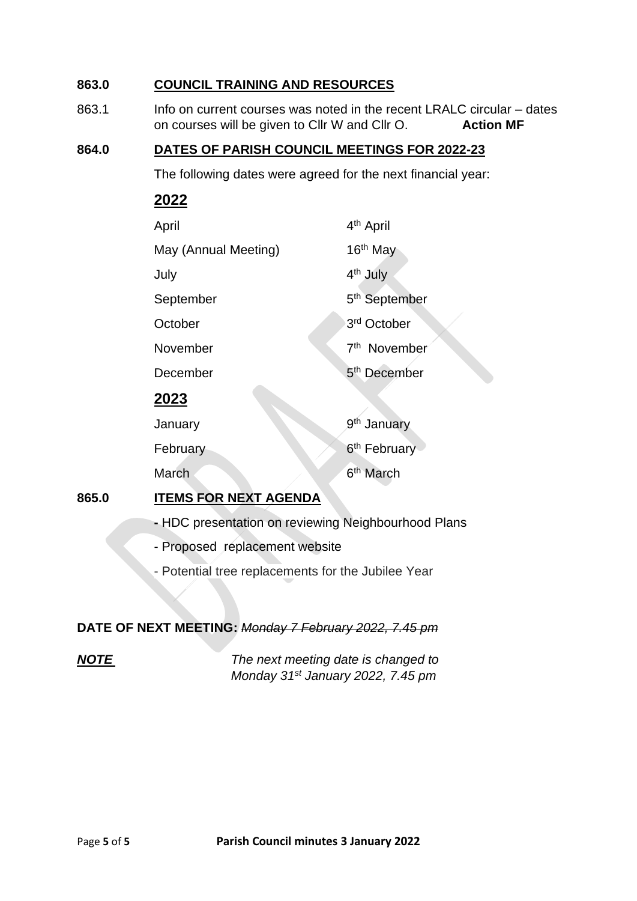**863.0 COUNCIL TRAINING AND RESOURCES**

863.1 Info on current courses was noted in the recent LRALC circular – dates on courses will be given to Cllr W and Cllr O. **Action MF**

**864.0 DATES OF PARISH COUNCIL MEETINGS FOR 2022-23**

The following dates were agreed for the next financial year:

## 2022

| | |
|---|---|
| April | 4th April |
| May (Annual Meeting) | 16th May |
| July | 4th July |
| September | 5th September |
| October | 3rd October |
| November | 7th November |
| December | 5th December |

## 2023

| | |
|---|---|
| January | 9th January |
| February | 6th February |
| March | 6th March |

**865.0 ITEMS FOR NEXT AGENDA**

- HDC presentation on reviewing Neighbourhood Plans
- Proposed replacement website
- Potential tree replacements for the Jubilee Year

**DATE OF NEXT MEETING:** ~~*Monday 7 February 2022, 7.45 pm*~~

***NOTE*** *The next meeting date is changed to Monday 31st January 2022, 7.45 pm*